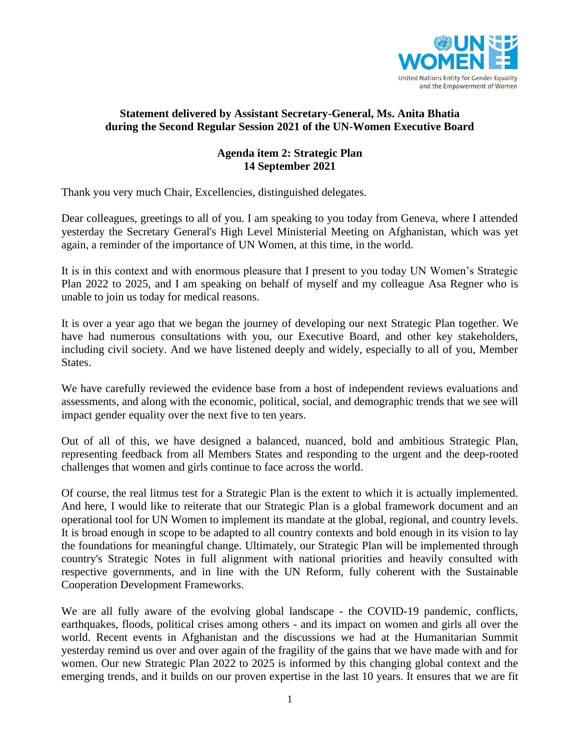**Statement delivered by Assistant Secretary-General, Ms. Anita Bhatia during the Second Regular Session 2021 of the UN-Women Executive Board**

**Agenda item 2: Strategic Plan**
**14 September 2021**

Thank you very much Chair, Excellencies, distinguished delegates.

Dear colleagues, greetings to all of you. I am speaking to you today from Geneva, where I attended yesterday the Secretary General's High Level Ministerial Meeting on Afghanistan, which was yet again, a reminder of the importance of UN Women, at this time, in the world.

It is in this context and with enormous pleasure that I present to you today UN Women's Strategic Plan 2022 to 2025, and I am speaking on behalf of myself and my colleague Asa Regner who is unable to join us today for medical reasons.

It is over a year ago that we began the journey of developing our next Strategic Plan together. We have had numerous consultations with you, our Executive Board, and other key stakeholders, including civil society. And we have listened deeply and widely, especially to all of you, Member States.

We have carefully reviewed the evidence base from a host of independent reviews evaluations and assessments, and along with the economic, political, social, and demographic trends that we see will impact gender equality over the next five to ten years.

Out of all of this, we have designed a balanced, nuanced, bold and ambitious Strategic Plan, representing feedback from all Members States and responding to the urgent and the deep-rooted challenges that women and girls continue to face across the world.

Of course, the real litmus test for a Strategic Plan is the extent to which it is actually implemented. And here, I would like to reiterate that our Strategic Plan is a global framework document and an operational tool for UN Women to implement its mandate at the global, regional, and country levels. It is broad enough in scope to be adapted to all country contexts and bold enough in its vision to lay the foundations for meaningful change. Ultimately, our Strategic Plan will be implemented through country's Strategic Notes in full alignment with national priorities and heavily consulted with respective governments, and in line with the UN Reform, fully coherent with the Sustainable Cooperation Development Frameworks.

We are all fully aware of the evolving global landscape - the COVID-19 pandemic, conflicts, earthquakes, floods, political crises among others - and its impact on women and girls all over the world. Recent events in Afghanistan and the discussions we had at the Humanitarian Summit yesterday remind us over and over again of the fragility of the gains that we have made with and for women. Our new Strategic Plan 2022 to 2025 is informed by this changing global context and the emerging trends, and it builds on our proven expertise in the last 10 years. It ensures that we are fit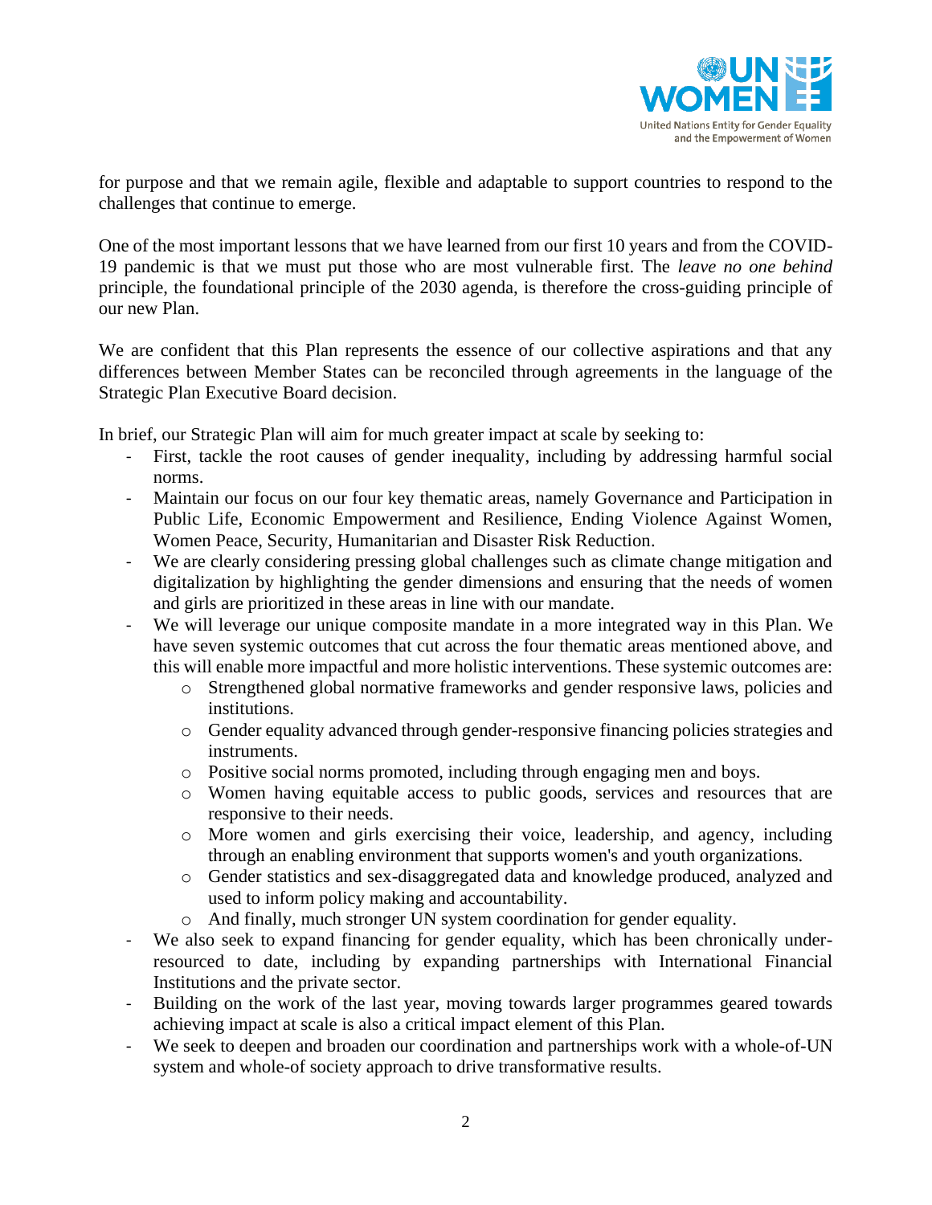for purpose and that we remain agile, flexible and adaptable to support countries to respond to the challenges that continue to emerge.

One of the most important lessons that we have learned from our first 10 years and from the COVID-19 pandemic is that we must put those who are most vulnerable first. The *leave no one behind* principle, the foundational principle of the 2030 agenda, is therefore the cross-guiding principle of our new Plan.

We are confident that this Plan represents the essence of our collective aspirations and that any differences between Member States can be reconciled through agreements in the language of the Strategic Plan Executive Board decision.

In brief, our Strategic Plan will aim for much greater impact at scale by seeking to:

- First, tackle the root causes of gender inequality, including by addressing harmful social norms.
- Maintain our focus on our four key thematic areas, namely Governance and Participation in Public Life, Economic Empowerment and Resilience, Ending Violence Against Women, Women Peace, Security, Humanitarian and Disaster Risk Reduction.
- We are clearly considering pressing global challenges such as climate change mitigation and digitalization by highlighting the gender dimensions and ensuring that the needs of women and girls are prioritized in these areas in line with our mandate.
- We will leverage our unique composite mandate in a more integrated way in this Plan. We have seven systemic outcomes that cut across the four thematic areas mentioned above, and this will enable more impactful and more holistic interventions. These systemic outcomes are:
    - Strengthened global normative frameworks and gender responsive laws, policies and institutions.
    - Gender equality advanced through gender-responsive financing policies strategies and instruments.
    - Positive social norms promoted, including through engaging men and boys.
    - Women having equitable access to public goods, services and resources that are responsive to their needs.
    - More women and girls exercising their voice, leadership, and agency, including through an enabling environment that supports women's and youth organizations.
    - Gender statistics and sex-disaggregated data and knowledge produced, analyzed and used to inform policy making and accountability.
    - And finally, much stronger UN system coordination for gender equality.
- We also seek to expand financing for gender equality, which has been chronically under-resourced to date, including by expanding partnerships with International Financial Institutions and the private sector.
- Building on the work of the last year, moving towards larger programmes geared towards achieving impact at scale is also a critical impact element of this Plan.
- We seek to deepen and broaden our coordination and partnerships work with a whole-of-UN system and whole-of society approach to drive transformative results.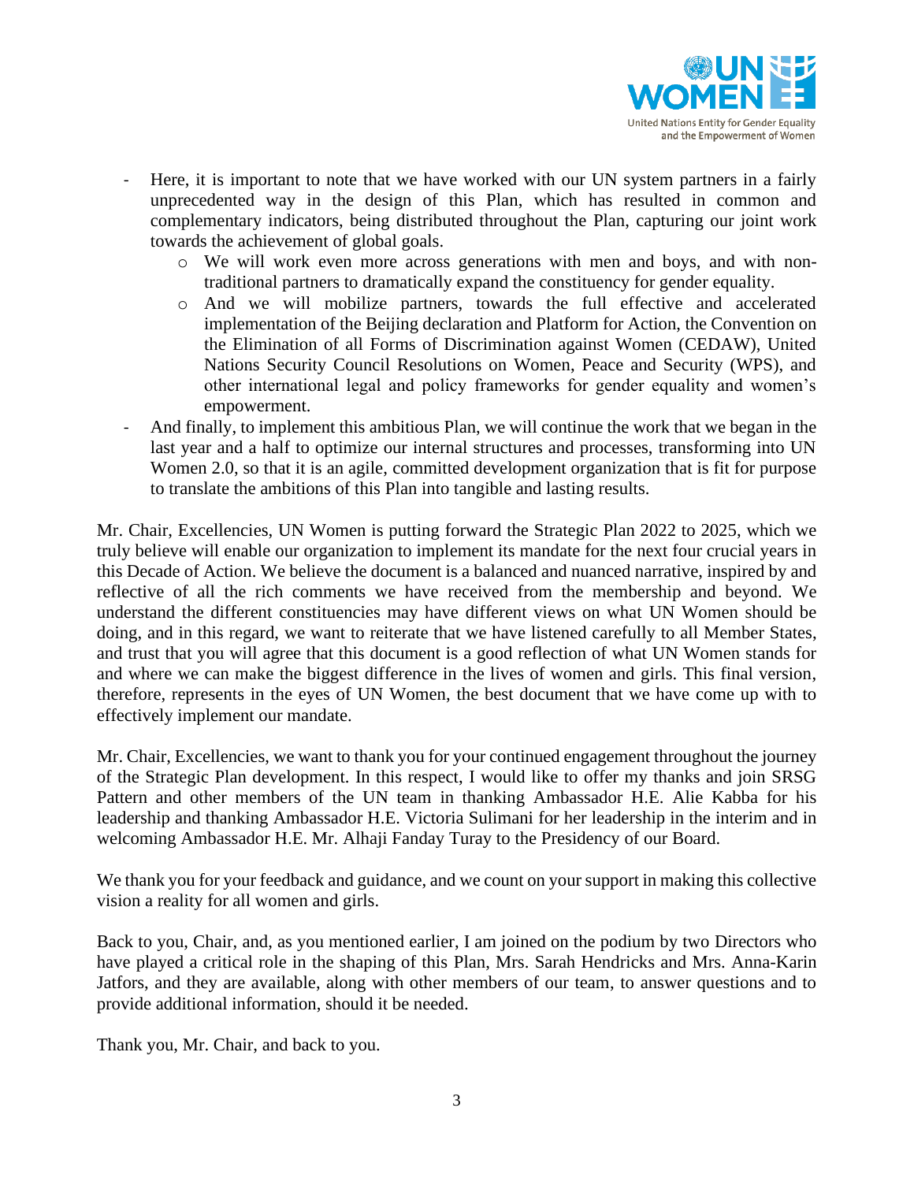- Here, it is important to note that we have worked with our UN system partners in a fairly unprecedented way in the design of this Plan, which has resulted in common and complementary indicators, being distributed throughout the Plan, capturing our joint work towards the achievement of global goals.
    - We will work even more across generations with men and boys, and with non-traditional partners to dramatically expand the constituency for gender equality.
    - And we will mobilize partners, towards the full effective and accelerated implementation of the Beijing declaration and Platform for Action, the Convention on the Elimination of all Forms of Discrimination against Women (CEDAW), United Nations Security Council Resolutions on Women, Peace and Security (WPS), and other international legal and policy frameworks for gender equality and women's empowerment.
- And finally, to implement this ambitious Plan, we will continue the work that we began in the last year and a half to optimize our internal structures and processes, transforming into UN Women 2.0, so that it is an agile, committed development organization that is fit for purpose to translate the ambitions of this Plan into tangible and lasting results.

Mr. Chair, Excellencies, UN Women is putting forward the Strategic Plan 2022 to 2025, which we truly believe will enable our organization to implement its mandate for the next four crucial years in this Decade of Action. We believe the document is a balanced and nuanced narrative, inspired by and reflective of all the rich comments we have received from the membership and beyond. We understand the different constituencies may have different views on what UN Women should be doing, and in this regard, we want to reiterate that we have listened carefully to all Member States, and trust that you will agree that this document is a good reflection of what UN Women stands for and where we can make the biggest difference in the lives of women and girls. This final version, therefore, represents in the eyes of UN Women, the best document that we have come up with to effectively implement our mandate.

Mr. Chair, Excellencies, we want to thank you for your continued engagement throughout the journey of the Strategic Plan development. In this respect, I would like to offer my thanks and join SRSG Pattern and other members of the UN team in thanking Ambassador H.E. Alie Kabba for his leadership and thanking Ambassador H.E. Victoria Sulimani for her leadership in the interim and in welcoming Ambassador H.E. Mr. Alhaji Fanday Turay to the Presidency of our Board.

We thank you for your feedback and guidance, and we count on your support in making this collective vision a reality for all women and girls.

Back to you, Chair, and, as you mentioned earlier, I am joined on the podium by two Directors who have played a critical role in the shaping of this Plan, Mrs. Sarah Hendricks and Mrs. Anna-Karin Jatfors, and they are available, along with other members of our team, to answer questions and to provide additional information, should it be needed.

Thank you, Mr. Chair, and back to you.